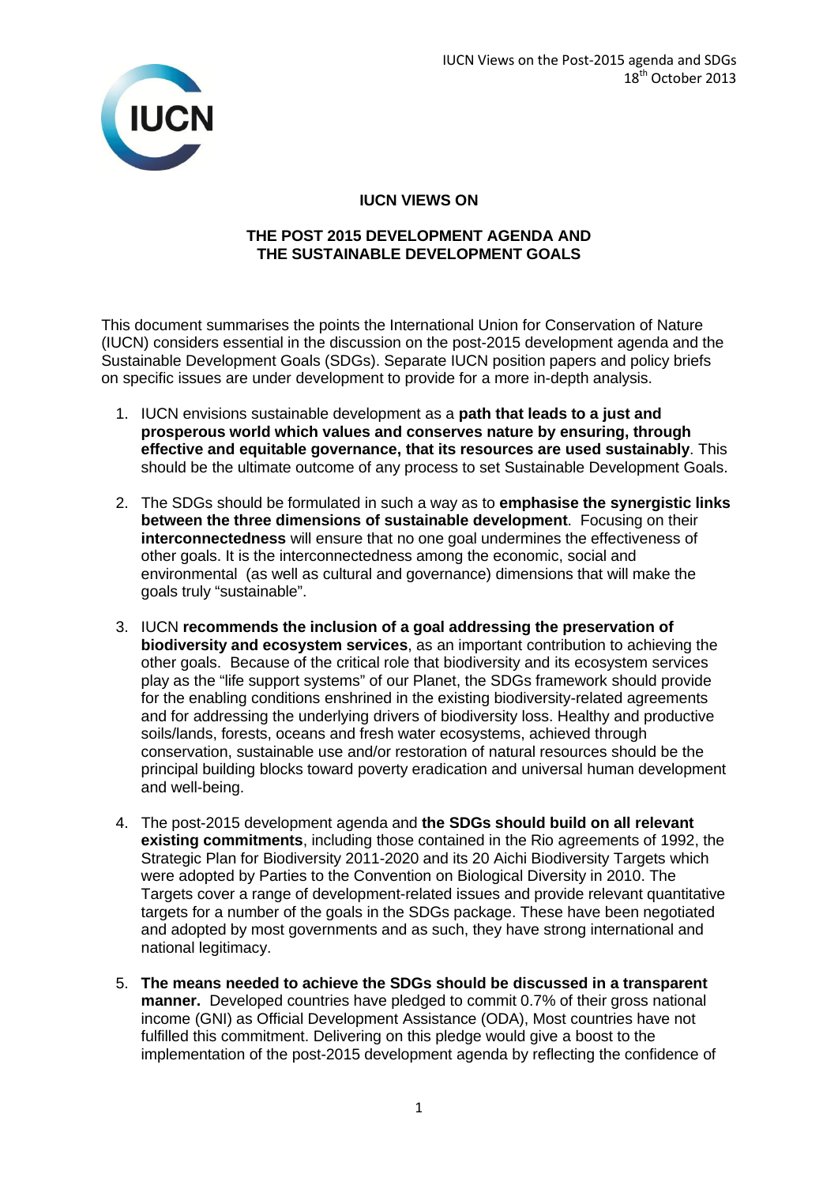# IUCN VIEWS ON

## THE POST 2015 DEVELOPMENT AGENDA AND THE SUSTAINABLE DEVELOPMENT GOALS

This document summarises the points the International Union for Conservation of Nature (IUCN) considers essential in the discussion on the post-2015 development agenda and the Sustainable Development Goals (SDGs). Separate IUCN position papers and policy briefs on specific issues are under development to provide for a more in-depth analysis.

1. IUCN envisions sustainable development as a **path that leads to a just and prosperous world which values and conserves nature by ensuring, through effective and equitable governance, that its resources are used sustainably**. This should be the ultimate outcome of any process to set Sustainable Development Goals.

2. The SDGs should be formulated in such a way as to **emphasise the synergistic links between the three dimensions of sustainable development**. Focusing on their **interconnectedness** will ensure that no one goal undermines the effectiveness of other goals. It is the interconnectedness among the economic, social and environmental (as well as cultural and governance) dimensions that will make the goals truly "sustainable".

3. IUCN **recommends the inclusion of a goal addressing the preservation of biodiversity and ecosystem services**, as an important contribution to achieving the other goals. Because of the critical role that biodiversity and its ecosystem services play as the "life support systems" of our Planet, the SDGs framework should provide for the enabling conditions enshrined in the existing biodiversity-related agreements and for addressing the underlying drivers of biodiversity loss. Healthy and productive soils/lands, forests, oceans and fresh water ecosystems, achieved through conservation, sustainable use and/or restoration of natural resources should be the principal building blocks toward poverty eradication and universal human development and well-being.

4. The post-2015 development agenda and **the SDGs should build on all relevant existing commitments**, including those contained in the Rio agreements of 1992, the Strategic Plan for Biodiversity 2011-2020 and its 20 Aichi Biodiversity Targets which were adopted by Parties to the Convention on Biological Diversity in 2010. The Targets cover a range of development-related issues and provide relevant quantitative targets for a number of the goals in the SDGs package. These have been negotiated and adopted by most governments and as such, they have strong international and national legitimacy.

5. **The means needed to achieve the SDGs should be discussed in a transparent manner.** Developed countries have pledged to commit 0.7% of their gross national income (GNI) as Official Development Assistance (ODA), Most countries have not fulfilled this commitment. Delivering on this pledge would give a boost to the implementation of the post-2015 development agenda by reflecting the confidence of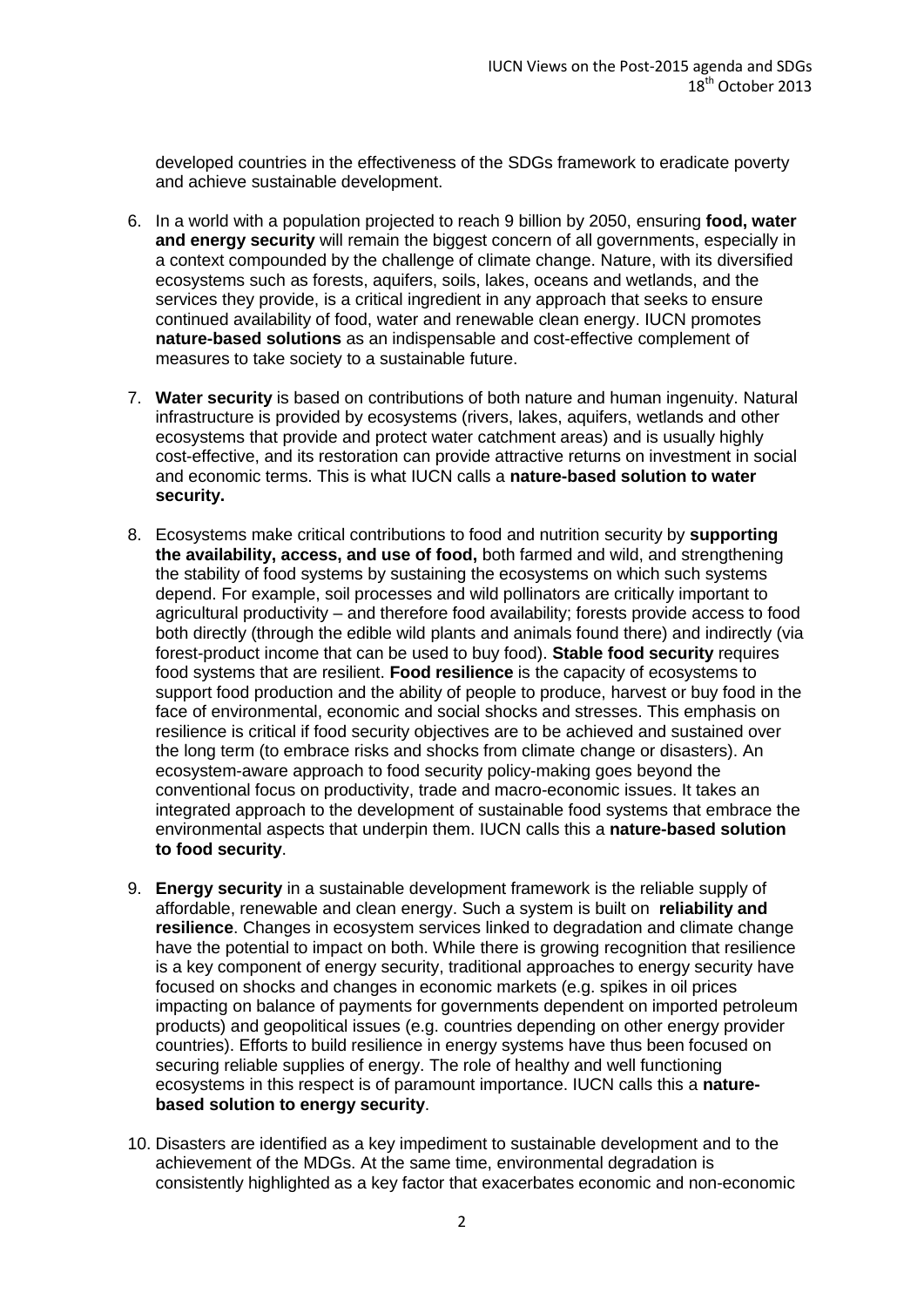developed countries in the effectiveness of the SDGs framework to eradicate poverty and achieve sustainable development.

6. In a world with a population projected to reach 9 billion by 2050, ensuring **food, water and energy security** will remain the biggest concern of all governments, especially in a context compounded by the challenge of climate change. Nature, with its diversified ecosystems such as forests, aquifers, soils, lakes, oceans and wetlands, and the services they provide, is a critical ingredient in any approach that seeks to ensure continued availability of food, water and renewable clean energy. IUCN promotes **nature-based solutions** as an indispensable and cost-effective complement of measures to take society to a sustainable future.

7. **Water security** is based on contributions of both nature and human ingenuity. Natural infrastructure is provided by ecosystems (rivers, lakes, aquifers, wetlands and other ecosystems that provide and protect water catchment areas) and is usually highly cost-effective, and its restoration can provide attractive returns on investment in social and economic terms. This is what IUCN calls a **nature-based solution to water security.**

8. Ecosystems make critical contributions to food and nutrition security by **supporting the availability, access, and use of food,** both farmed and wild, and strengthening the stability of food systems by sustaining the ecosystems on which such systems depend. For example, soil processes and wild pollinators are critically important to agricultural productivity – and therefore food availability; forests provide access to food both directly (through the edible wild plants and animals found there) and indirectly (via forest-product income that can be used to buy food). **Stable food security** requires food systems that are resilient. **Food resilience** is the capacity of ecosystems to support food production and the ability of people to produce, harvest or buy food in the face of environmental, economic and social shocks and stresses. This emphasis on resilience is critical if food security objectives are to be achieved and sustained over the long term (to embrace risks and shocks from climate change or disasters). An ecosystem-aware approach to food security policy-making goes beyond the conventional focus on productivity, trade and macro-economic issues. It takes an integrated approach to the development of sustainable food systems that embrace the environmental aspects that underpin them. IUCN calls this a **nature-based solution to food security**.

9. **Energy security** in a sustainable development framework is the reliable supply of affordable, renewable and clean energy. Such a system is built on **reliability and resilience**. Changes in ecosystem services linked to degradation and climate change have the potential to impact on both. While there is growing recognition that resilience is a key component of energy security, traditional approaches to energy security have focused on shocks and changes in economic markets (e.g. spikes in oil prices impacting on balance of payments for governments dependent on imported petroleum products) and geopolitical issues (e.g. countries depending on other energy provider countries). Efforts to build resilience in energy systems have thus been focused on securing reliable supplies of energy. The role of healthy and well functioning ecosystems in this respect is of paramount importance. IUCN calls this a **nature-based solution to energy security**.

10. Disasters are identified as a key impediment to sustainable development and to the achievement of the MDGs. At the same time, environmental degradation is consistently highlighted as a key factor that exacerbates economic and non-economic